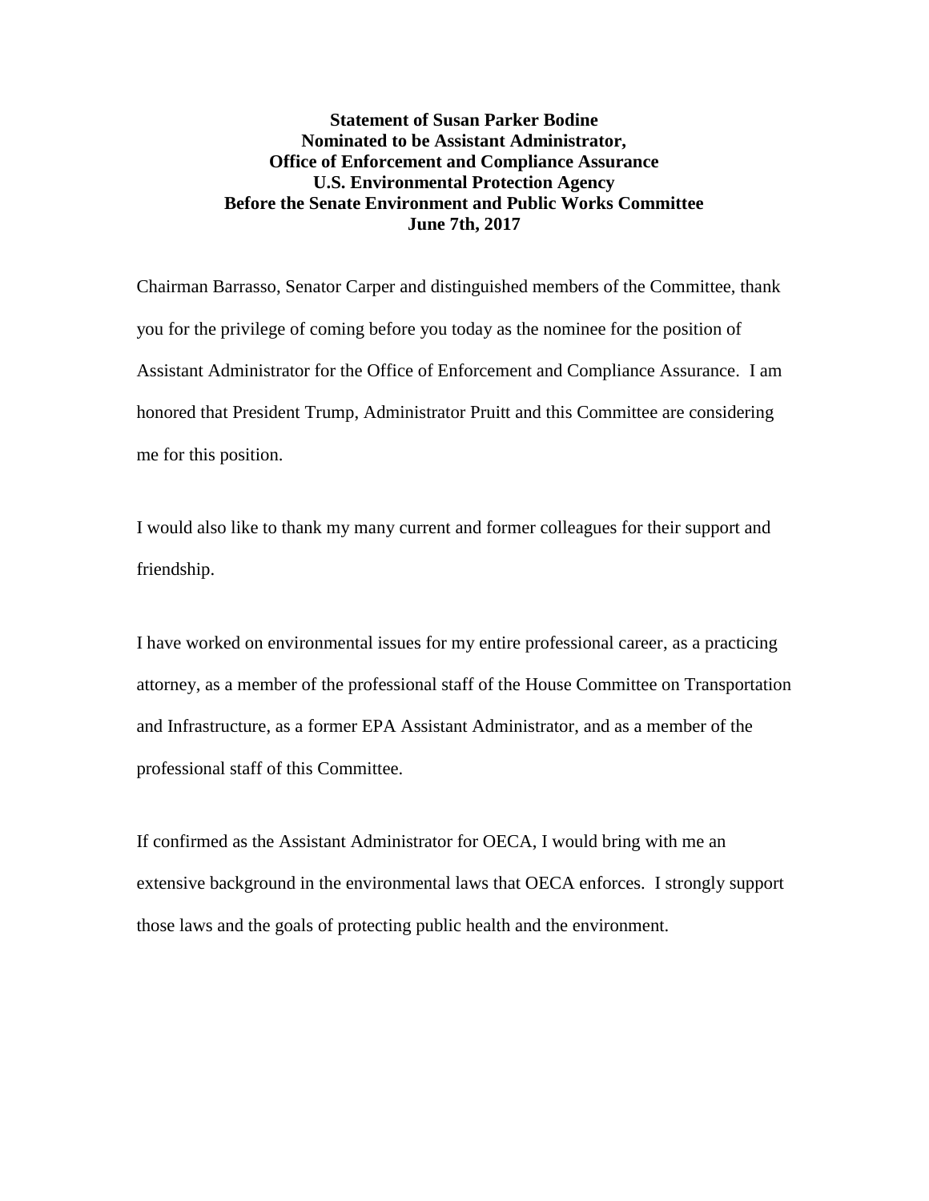**Statement of Susan Parker Bodine**
**Nominated to be Assistant Administrator,**
**Office of Enforcement and Compliance Assurance**
**U.S. Environmental Protection Agency**
**Before the Senate Environment and Public Works Committee**
**June 7th, 2017**

Chairman Barrasso, Senator Carper and distinguished members of the Committee, thank you for the privilege of coming before you today as the nominee for the position of Assistant Administrator for the Office of Enforcement and Compliance Assurance. I am honored that President Trump, Administrator Pruitt and this Committee are considering me for this position.

I would also like to thank my many current and former colleagues for their support and friendship.

I have worked on environmental issues for my entire professional career, as a practicing attorney, as a member of the professional staff of the House Committee on Transportation and Infrastructure, as a former EPA Assistant Administrator, and as a member of the professional staff of this Committee.

If confirmed as the Assistant Administrator for OECA, I would bring with me an extensive background in the environmental laws that OECA enforces. I strongly support those laws and the goals of protecting public health and the environment.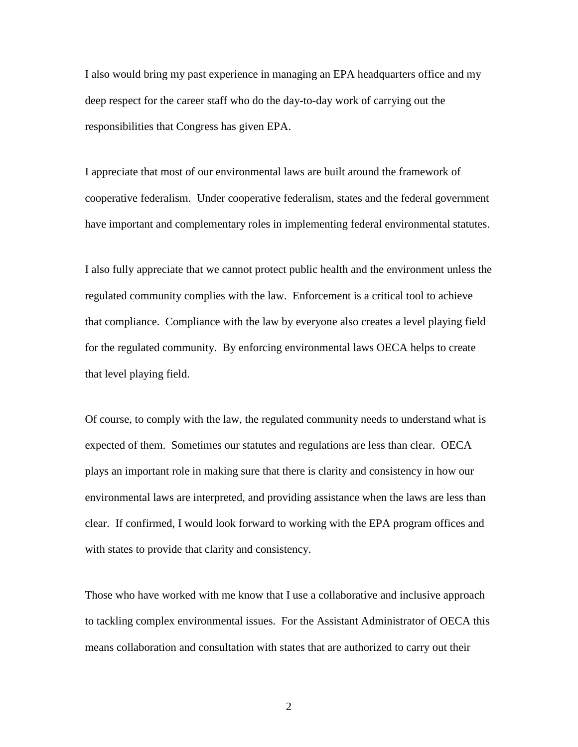I also would bring my past experience in managing an EPA headquarters office and my deep respect for the career staff who do the day-to-day work of carrying out the responsibilities that Congress has given EPA.

I appreciate that most of our environmental laws are built around the framework of cooperative federalism. Under cooperative federalism, states and the federal government have important and complementary roles in implementing federal environmental statutes.

I also fully appreciate that we cannot protect public health and the environment unless the regulated community complies with the law. Enforcement is a critical tool to achieve that compliance. Compliance with the law by everyone also creates a level playing field for the regulated community. By enforcing environmental laws OECA helps to create that level playing field.

Of course, to comply with the law, the regulated community needs to understand what is expected of them. Sometimes our statutes and regulations are less than clear. OECA plays an important role in making sure that there is clarity and consistency in how our environmental laws are interpreted, and providing assistance when the laws are less than clear. If confirmed, I would look forward to working with the EPA program offices and with states to provide that clarity and consistency.

Those who have worked with me know that I use a collaborative and inclusive approach to tackling complex environmental issues. For the Assistant Administrator of OECA this means collaboration and consultation with states that are authorized to carry out their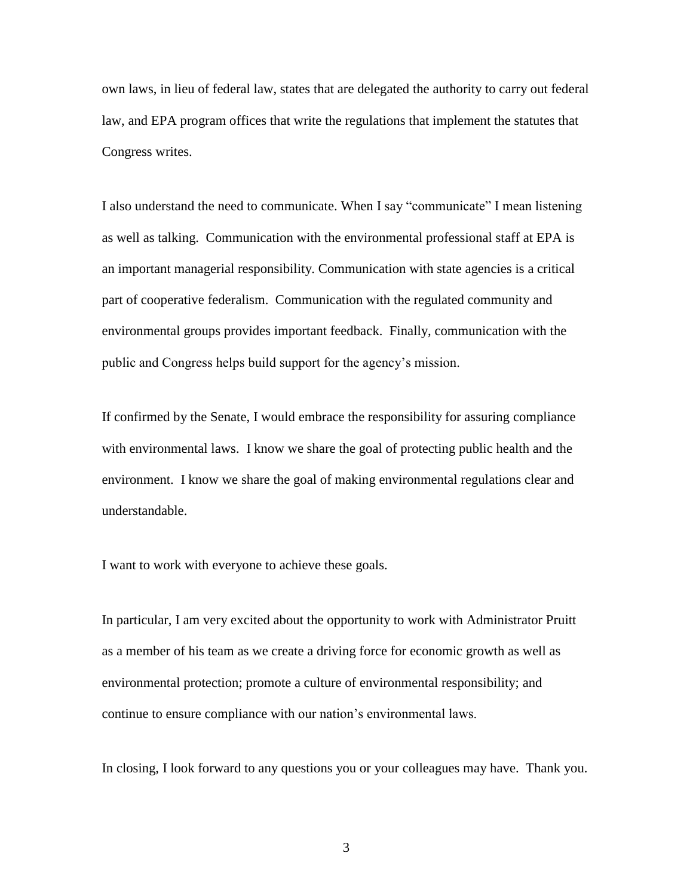own laws, in lieu of federal law, states that are delegated the authority to carry out federal law, and EPA program offices that write the regulations that implement the statutes that Congress writes.

I also understand the need to communicate. When I say "communicate" I mean listening as well as talking. Communication with the environmental professional staff at EPA is an important managerial responsibility. Communication with state agencies is a critical part of cooperative federalism. Communication with the regulated community and environmental groups provides important feedback. Finally, communication with the public and Congress helps build support for the agency's mission.

If confirmed by the Senate, I would embrace the responsibility for assuring compliance with environmental laws. I know we share the goal of protecting public health and the environment. I know we share the goal of making environmental regulations clear and understandable.

I want to work with everyone to achieve these goals.

In particular, I am very excited about the opportunity to work with Administrator Pruitt as a member of his team as we create a driving force for economic growth as well as environmental protection; promote a culture of environmental responsibility; and continue to ensure compliance with our nation's environmental laws.

In closing, I look forward to any questions you or your colleagues may have. Thank you.